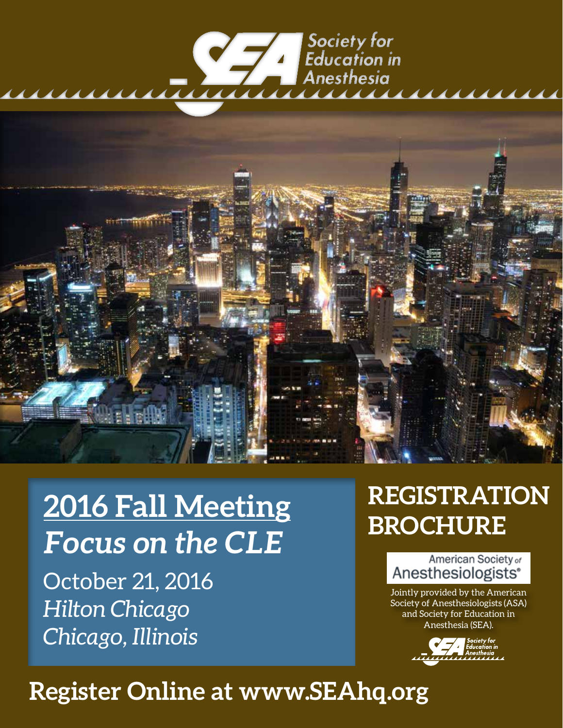Society for Education in Anesthesia

# 2016 Fall Meeting

## *Focus on the CLE*

October 21, 2016

*Hilton Chicago*

*Chicago, Illinois*

# REGISTRATION BROCHURE

American Society of Anesthesiologists

Jointly provided by the American Society of Anesthesiologists (ASA) and Society for Education in Anesthesia (SEA).

Society for Education in Anesthesia

## Register Online at www.SEAhq.org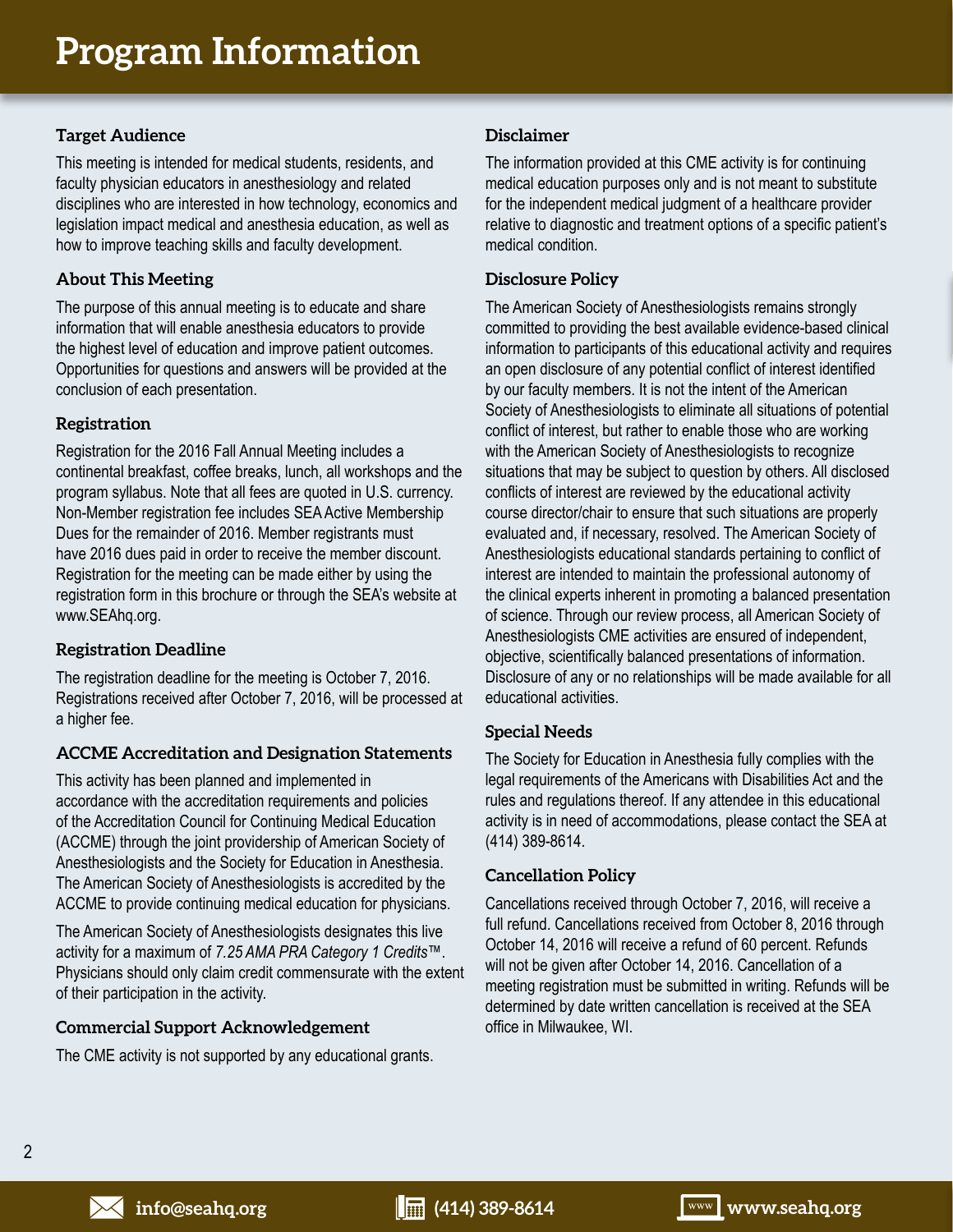# Program Information

## Target Audience

This meeting is intended for medical students, residents, and faculty physician educators in anesthesiology and related disciplines who are interested in how technology, economics and legislation impact medical and anesthesia education, as well as how to improve teaching skills and faculty development.

## About This Meeting

The purpose of this annual meeting is to educate and share information that will enable anesthesia educators to provide the highest level of education and improve patient outcomes. Opportunities for questions and answers will be provided at the conclusion of each presentation.

## Registration

Registration for the 2016 Fall Annual Meeting includes a continental breakfast, coffee breaks, lunch, all workshops and the program syllabus. Note that all fees are quoted in U.S. currency. Non-Member registration fee includes SEA Active Membership Dues for the remainder of 2016. Member registrants must have 2016 dues paid in order to receive the member discount. Registration for the meeting can be made either by using the registration form in this brochure or through the SEA's website at www.SEAhq.org.

## Registration Deadline

The registration deadline for the meeting is October 7, 2016. Registrations received after October 7, 2016, will be processed at a higher fee.

## ACCME Accreditation and Designation Statements

This activity has been planned and implemented in accordance with the accreditation requirements and policies of the Accreditation Council for Continuing Medical Education (ACCME) through the joint providership of American Society of Anesthesiologists and the Society for Education in Anesthesia. The American Society of Anesthesiologists is accredited by the ACCME to provide continuing medical education for physicians.

The American Society of Anesthesiologists designates this live activity for a maximum of *7.25 AMA PRA Category 1 Credits™*. Physicians should only claim credit commensurate with the extent of their participation in the activity.

## Commercial Support Acknowledgement

The CME activity is not supported by any educational grants.

## Disclaimer

The information provided at this CME activity is for continuing medical education purposes only and is not meant to substitute for the independent medical judgment of a healthcare provider relative to diagnostic and treatment options of a specific patient's medical condition.

## Disclosure Policy

The American Society of Anesthesiologists remains strongly committed to providing the best available evidence-based clinical information to participants of this educational activity and requires an open disclosure of any potential conflict of interest identified by our faculty members. It is not the intent of the American Society of Anesthesiologists to eliminate all situations of potential conflict of interest, but rather to enable those who are working with the American Society of Anesthesiologists to recognize situations that may be subject to question by others. All disclosed conflicts of interest are reviewed by the educational activity course director/chair to ensure that such situations are properly evaluated and, if necessary, resolved. The American Society of Anesthesiologists educational standards pertaining to conflict of interest are intended to maintain the professional autonomy of the clinical experts inherent in promoting a balanced presentation of science. Through our review process, all American Society of Anesthesiologists CME activities are ensured of independent, objective, scientifically balanced presentations of information. Disclosure of any or no relationships will be made available for all educational activities.

## Special Needs

The Society for Education in Anesthesia fully complies with the legal requirements of the Americans with Disabilities Act and the rules and regulations thereof. If any attendee in this educational activity is in need of accommodations, please contact the SEA at (414) 389-8614.

## Cancellation Policy

Cancellations received through October 7, 2016, will receive a full refund. Cancellations received from October 8, 2016 through October 14, 2016 will receive a refund of 60 percent. Refunds will not be given after October 14, 2016. Cancellation of a meeting registration must be submitted in writing. Refunds will be determined by date written cancellation is received at the SEA office in Milwaukee, WI.

info@seahq.org (414) 389-8614 www.seahq.org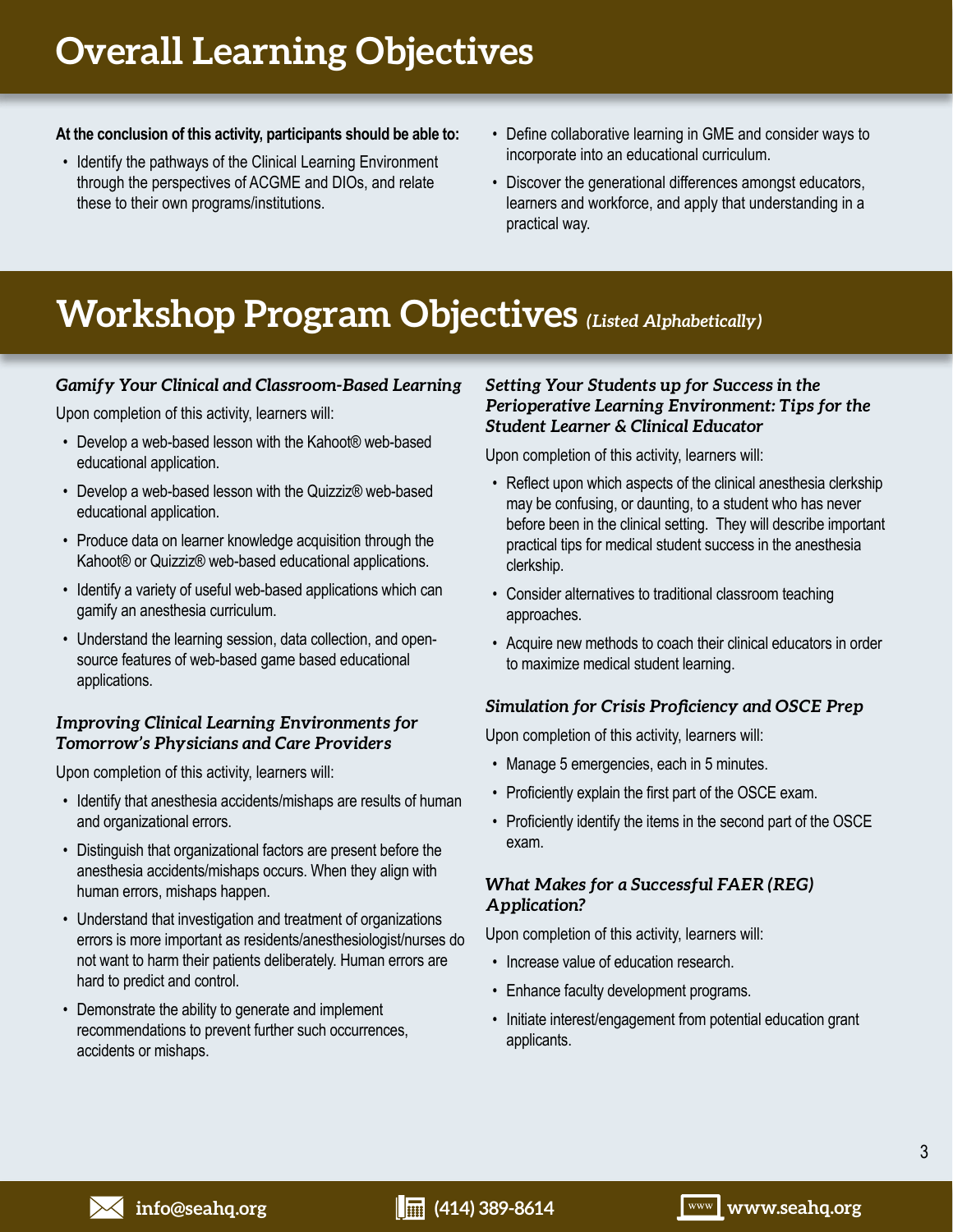# Overall Learning Objectives

**At the conclusion of this activity, participants should be able to:**

- Identify the pathways of the Clinical Learning Environment through the perspectives of ACGME and DIOs, and relate these to their own programs/institutions.
- Define collaborative learning in GME and consider ways to incorporate into an educational curriculum.
- Discover the generational differences amongst educators, learners and workforce, and apply that understanding in a practical way.

# Workshop Program Objectives *(Listed Alphabetically)*

### *Gamify Your Clinical and Classroom-Based Learning*

Upon completion of this activity, learners will:

- Develop a web-based lesson with the Kahoot® web-based educational application.
- Develop a web-based lesson with the Quizziz® web-based educational application.
- Produce data on learner knowledge acquisition through the Kahoot® or Quizziz® web-based educational applications.
- Identify a variety of useful web-based applications which can gamify an anesthesia curriculum.
- Understand the learning session, data collection, and open-source features of web-based game based educational applications.

### *Improving Clinical Learning Environments for Tomorrow's Physicians and Care Providers*

Upon completion of this activity, learners will:

- Identify that anesthesia accidents/mishaps are results of human and organizational errors.
- Distinguish that organizational factors are present before the anesthesia accidents/mishaps occurs. When they align with human errors, mishaps happen.
- Understand that investigation and treatment of organizations errors is more important as residents/anesthesiologist/nurses do not want to harm their patients deliberately. Human errors are hard to predict and control.
- Demonstrate the ability to generate and implement recommendations to prevent further such occurrences, accidents or mishaps.

### *Setting Your Students up for Success in the Perioperative Learning Environment: Tips for the Student Learner & Clinical Educator*

Upon completion of this activity, learners will:

- Reflect upon which aspects of the clinical anesthesia clerkship may be confusing, or daunting, to a student who has never before been in the clinical setting. They will describe important practical tips for medical student success in the anesthesia clerkship.
- Consider alternatives to traditional classroom teaching approaches.
- Acquire new methods to coach their clinical educators in order to maximize medical student learning.

### *Simulation for Crisis Proficiency and OSCE Prep*

Upon completion of this activity, learners will:

- Manage 5 emergencies, each in 5 minutes.
- Proficiently explain the first part of the OSCE exam.
- Proficiently identify the items in the second part of the OSCE exam.

### *What Makes for a Successful FAER (REG) Application?*

Upon completion of this activity, learners will:

- Increase value of education research.
- Enhance faculty development programs.
- Initiate interest/engagement from potential education grant applicants.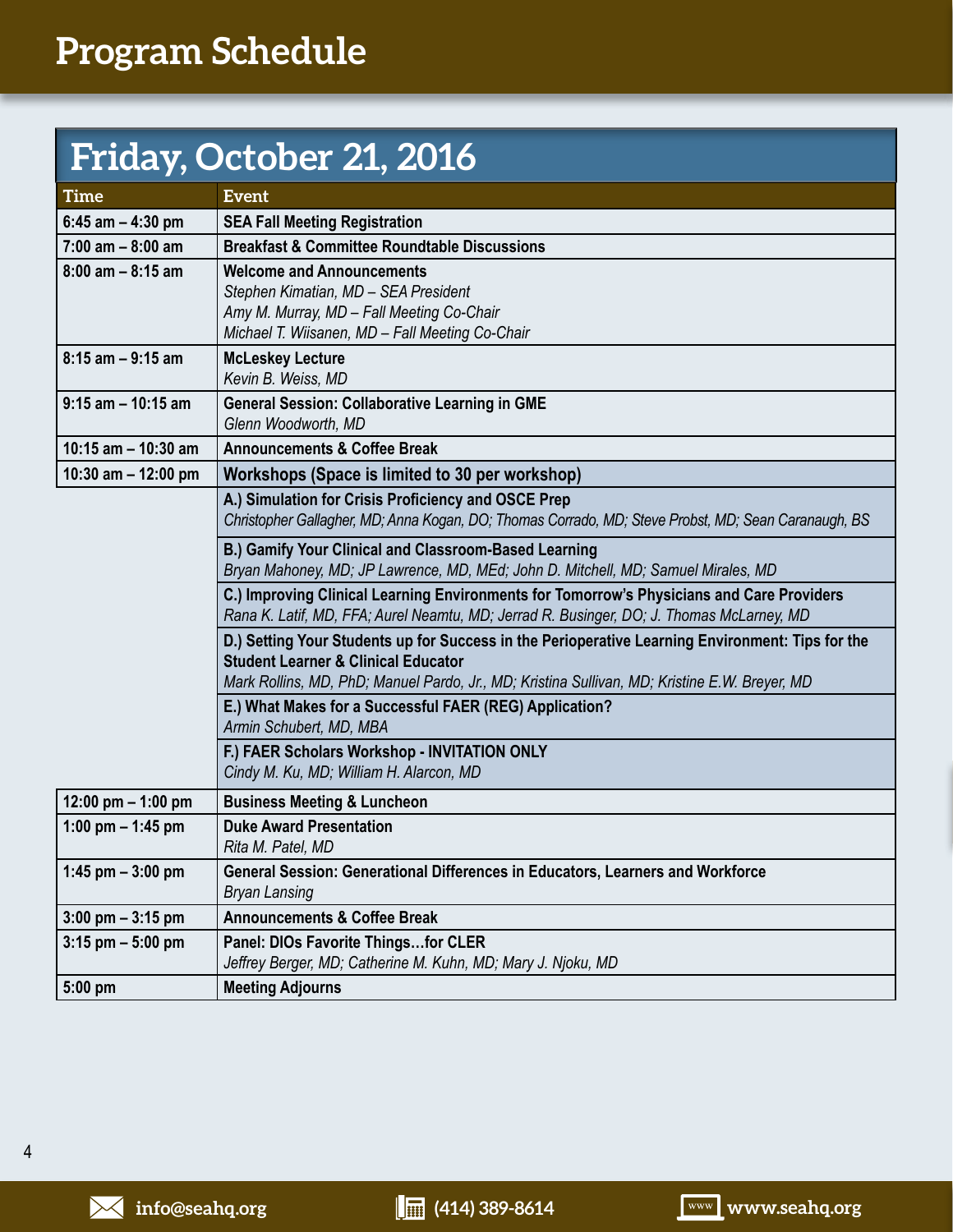# Program Schedule

## Friday, October 21, 2016

| Time | Event |
|---|---|
| 6:45 am – 4:30 pm | **SEA Fall Meeting Registration** |
| 7:00 am – 8:00 am | **Breakfast & Committee Roundtable Discussions** |
| 8:00 am – 8:15 am | **Welcome and Announcements**<br>*Stephen Kimatian, MD – SEA President*<br>*Amy M. Murray, MD – Fall Meeting Co-Chair*<br>*Michael T. Wiisanen, MD – Fall Meeting Co-Chair* |
| 8:15 am – 9:15 am | **McLeskey Lecture**<br>*Kevin B. Weiss, MD* |
| 9:15 am – 10:15 am | **General Session: Collaborative Learning in GME**<br>*Glenn Woodworth, MD* |
| 10:15 am – 10:30 am | **Announcements & Coffee Break** |
| 10:30 am – 12:00 pm | **Workshops (Space is limited to 30 per workshop)** |
| | **A.) Simulation for Crisis Proficiency and OSCE Prep**<br>*Christopher Gallagher, MD; Anna Kogan, DO; Thomas Corrado, MD; Steve Probst, MD; Sean Caranaugh, BS* |
| | **B.) Gamify Your Clinical and Classroom-Based Learning**<br>*Bryan Mahoney, MD; JP Lawrence, MD, MEd; John D. Mitchell, MD; Samuel Mirales, MD* |
| | **C.) Improving Clinical Learning Environments for Tomorrow's Physicians and Care Providers**<br>*Rana K. Latif, MD, FFA; Aurel Neamtu, MD; Jerrad R. Businger, DO; J. Thomas McLarney, MD* |
| | **D.) Setting Your Students up for Success in the Perioperative Learning Environment: Tips for the Student Learner & Clinical Educator**<br>*Mark Rollins, MD, PhD; Manuel Pardo, Jr., MD; Kristina Sullivan, MD; Kristine E.W. Breyer, MD* |
| | **E.) What Makes for a Successful FAER (REG) Application?**<br>*Armin Schubert, MD, MBA* |
| | **F.) FAER Scholars Workshop - INVITATION ONLY**<br>*Cindy M. Ku, MD; William H. Alarcon, MD* |
| 12:00 pm – 1:00 pm | **Business Meeting & Luncheon** |
| 1:00 pm – 1:45 pm | **Duke Award Presentation**<br>*Rita M. Patel, MD* |
| 1:45 pm – 3:00 pm | **General Session: Generational Differences in Educators, Learners and Workforce**<br>*Bryan Lansing* |
| 3:00 pm – 3:15 pm | **Announcements & Coffee Break** |
| 3:15 pm – 5:00 pm | **Panel: DIOs Favorite Things…for CLER**<br>*Jeffrey Berger, MD; Catherine M. Kuhn, MD; Mary J. Njoku, MD* |
| 5:00 pm | **Meeting Adjourns** |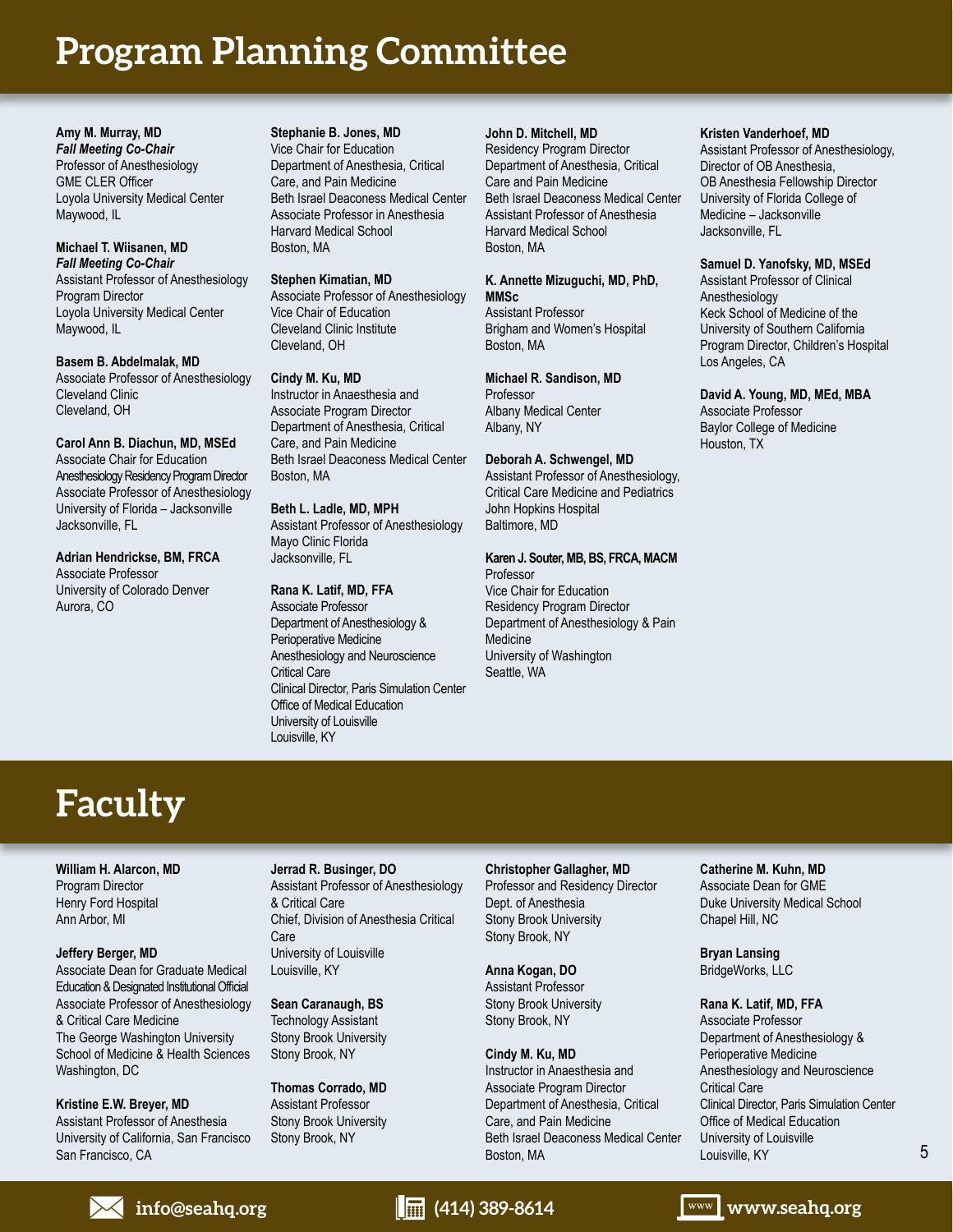# Program Planning Committee

**Amy M. Murray, MD**
***Fall Meeting Co-Chair***
Professor of Anesthesiology
GME CLER Officer
Loyola University Medical Center
Maywood, IL

**Michael T. Wiisanen, MD**
***Fall Meeting Co-Chair***
Assistant Professor of Anesthesiology
Program Director
Loyola University Medical Center
Maywood, IL

**Basem B. Abdelmalak, MD**
Associate Professor of Anesthesiology
Cleveland Clinic
Cleveland, OH

**Carol Ann B. Diachun, MD, MSEd**
Associate Chair for Education
Anesthesiology Residency Program Director
Associate Professor of Anesthesiology
University of Florida – Jacksonville
Jacksonville, FL

**Adrian Hendrickse, BM, FRCA**
Associate Professor
University of Colorado Denver
Aurora, CO

**Stephanie B. Jones, MD**
Vice Chair for Education
Department of Anesthesia, Critical Care, and Pain Medicine
Beth Israel Deaconess Medical Center
Associate Professor in Anesthesia
Harvard Medical School
Boston, MA

**Stephen Kimatian, MD**
Associate Professor of Anesthesiology
Vice Chair of Education
Cleveland Clinic Institute
Cleveland, OH

**Cindy M. Ku, MD**
Instructor in Anaesthesia and Associate Program Director
Department of Anesthesia, Critical Care, and Pain Medicine
Beth Israel Deaconess Medical Center
Boston, MA

**Beth L. Ladle, MD, MPH**
Assistant Professor of Anesthesiology
Mayo Clinic Florida
Jacksonville, FL

**Rana K. Latif, MD, FFA**
Associate Professor
Department of Anesthesiology & Perioperative Medicine
Anesthesiology and Neuroscience Critical Care
Clinical Director, Paris Simulation Center
Office of Medical Education
University of Louisville
Louisville, KY

**John D. Mitchell, MD**
Residency Program Director
Department of Anesthesia, Critical Care and Pain Medicine
Beth Israel Deaconess Medical Center
Assistant Professor of Anesthesia
Harvard Medical School
Boston, MA

**K. Annette Mizuguchi, MD, PhD, MMSc**
Assistant Professor
Brigham and Women's Hospital
Boston, MA

**Michael R. Sandison, MD**
Professor
Albany Medical Center
Albany, NY

**Deborah A. Schwengel, MD**
Assistant Professor of Anesthesiology, Critical Care Medicine and Pediatrics
John Hopkins Hospital
Baltimore, MD

**Karen J. Souter, MB, BS, FRCA, MACM**
Professor
Vice Chair for Education
Residency Program Director
Department of Anesthesiology & Pain Medicine
University of Washington
Seattle, WA

**Kristen Vanderhoef, MD**
Assistant Professor of Anesthesiology, Director of OB Anesthesia,
OB Anesthesia Fellowship Director
University of Florida College of Medicine – Jacksonville
Jacksonville, FL

**Samuel D. Yanofsky, MD, MSEd**
Assistant Professor of Clinical Anesthesiology
Keck School of Medicine of the University of Southern California
Program Director, Children's Hospital
Los Angeles, CA

**David A. Young, MD, MEd, MBA**
Associate Professor
Baylor College of Medicine
Houston, TX

# Faculty

**William H. Alarcon, MD**
Program Director
Henry Ford Hospital
Ann Arbor, MI

**Jeffery Berger, MD**
Associate Dean for Graduate Medical Education & Designated Institutional Official
Associate Professor of Anesthesiology & Critical Care Medicine
The George Washington University School of Medicine & Health Sciences
Washington, DC

**Kristine E.W. Breyer, MD**
Assistant Professor of Anesthesia
University of California, San Francisco
San Francisco, CA

**Jerrad R. Businger, DO**
Assistant Professor of Anesthesiology & Critical Care
Chief, Division of Anesthesia Critical Care
University of Louisville
Louisville, KY

**Sean Caranaugh, BS**
Technology Assistant
Stony Brook University
Stony Brook, NY

**Thomas Corrado, MD**
Assistant Professor
Stony Brook University
Stony Brook, NY

**Christopher Gallagher, MD**
Professor and Residency Director
Dept. of Anesthesia
Stony Brook University
Stony Brook, NY

**Anna Kogan, DO**
Assistant Professor
Stony Brook University
Stony Brook, NY

**Cindy M. Ku, MD**
Instructor in Anaesthesia and Associate Program Director
Department of Anesthesia, Critical Care, and Pain Medicine
Beth Israel Deaconess Medical Center
Boston, MA

**Catherine M. Kuhn, MD**
Associate Dean for GME
Duke University Medical School
Chapel Hill, NC

**Bryan Lansing**
BridgeWorks, LLC

**Rana K. Latif, MD, FFA**
Associate Professor
Department of Anesthesiology & Perioperative Medicine
Anesthesiology and Neuroscience Critical Care
Clinical Director, Paris Simulation Center
Office of Medical Education
University of Louisville
Louisville, KY

info@seahq.org | (414) 389-8614 | www.seahq.org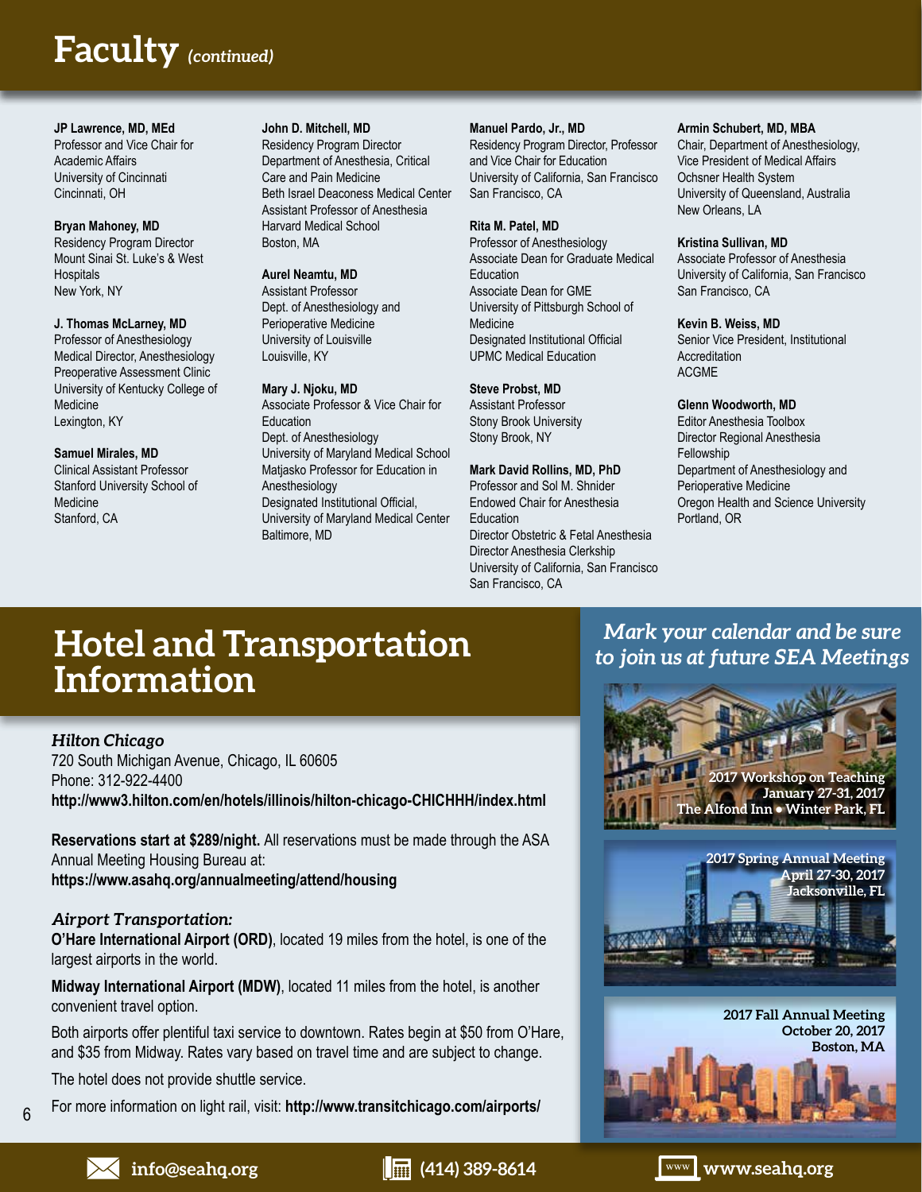# Faculty *(continued)*

**JP Lawrence, MD, MEd**
Professor and Vice Chair for Academic Affairs
University of Cincinnati
Cincinnati, OH

**Bryan Mahoney, MD**
Residency Program Director
Mount Sinai St. Luke's & West Hospitals
New York, NY

**J. Thomas McLarney, MD**
Professor of Anesthesiology
Medical Director, Anesthesiology Preoperative Assessment Clinic
University of Kentucky College of Medicine
Lexington, KY

**Samuel Mirales, MD**
Clinical Assistant Professor
Stanford University School of Medicine
Stanford, CA

**John D. Mitchell, MD**
Residency Program Director
Department of Anesthesia, Critical Care and Pain Medicine
Beth Israel Deaconess Medical Center
Assistant Professor of Anesthesia
Harvard Medical School
Boston, MA

**Aurel Neamtu, MD**
Assistant Professor
Dept. of Anesthesiology and Perioperative Medicine
University of Louisville
Louisville, KY

**Mary J. Njoku, MD**
Associate Professor & Vice Chair for Education
Dept. of Anesthesiology
University of Maryland Medical School
Matjasko Professor for Education in Anesthesiology
Designated Institutional Official, University of Maryland Medical Center
Baltimore, MD

**Manuel Pardo, Jr., MD**
Residency Program Director, Professor and Vice Chair for Education
University of California, San Francisco
San Francisco, CA

**Rita M. Patel, MD**
Professor of Anesthesiology
Associate Dean for Graduate Medical Education
Associate Dean for GME
University of Pittsburgh School of Medicine
Designated Institutional Official
UPMC Medical Education

**Steve Probst, MD**
Assistant Professor
Stony Brook University
Stony Brook, NY

**Mark David Rollins, MD, PhD**
Professor and Sol M. Shnider Endowed Chair for Anesthesia Education
Director Obstetric & Fetal Anesthesia
Director Anesthesia Clerkship
University of California, San Francisco
San Francisco, CA

**Armin Schubert, MD, MBA**
Chair, Department of Anesthesiology, Vice President of Medical Affairs
Ochsner Health System
University of Queensland, Australia
New Orleans, LA

**Kristina Sullivan, MD**
Associate Professor of Anesthesia
University of California, San Francisco
San Francisco, CA

**Kevin B. Weiss, MD**
Senior Vice President, Institutional Accreditation
ACGME

**Glenn Woodworth, MD**
Editor Anesthesia Toolbox
Director Regional Anesthesia Fellowship
Department of Anesthesiology and Perioperative Medicine
Oregon Health and Science University
Portland, OR

# Hotel and Transportation Information

### *Hilton Chicago*

720 South Michigan Avenue, Chicago, IL 60605
Phone: 312-922-4400
**http://www3.hilton.com/en/hotels/illinois/hilton-chicago-CHICHHH/index.html**

**Reservations start at $289/night.** All reservations must be made through the ASA Annual Meeting Housing Bureau at:
**https://www.asahq.org/annualmeeting/attend/housing**

### *Airport Transportation:*

**O'Hare International Airport (ORD)**, located 19 miles from the hotel, is one of the largest airports in the world.

**Midway International Airport (MDW)**, located 11 miles from the hotel, is another convenient travel option.

Both airports offer plentiful taxi service to downtown. Rates begin at $50 from O'Hare, and $35 from Midway. Rates vary based on travel time and are subject to change.

The hotel does not provide shuttle service.

For more information on light rail, visit: **http://www.transitchicago.com/airports/**

## *Mark your calendar and be sure to join us at future SEA Meetings*

**2017 Workshop on Teaching**
**January 27-31, 2017**
**The Alfond Inn • Winter Park, FL**

**2017 Spring Annual Meeting**
**April 27-30, 2017**
**Jacksonville, FL**

**2017 Fall Annual Meeting**
**October 20, 2017**
**Boston, MA**

info@seahq.org | (414) 389-8614 | www.seahq.org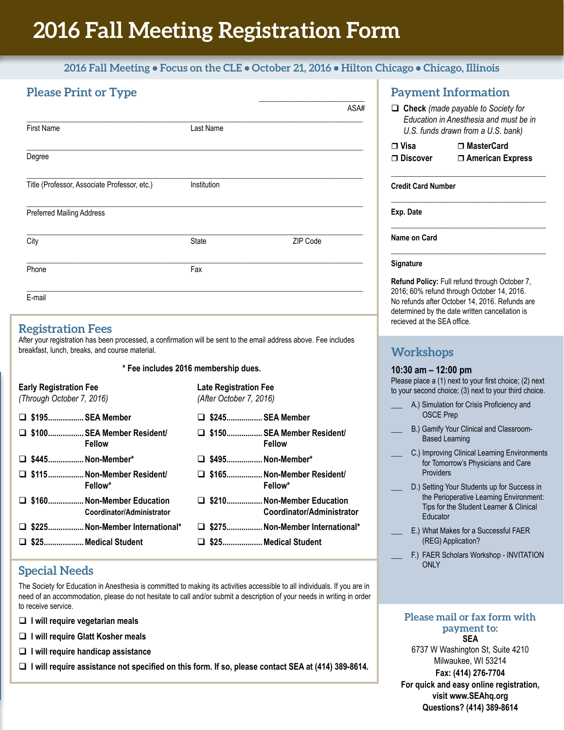# 2016 Fall Meeting Registration Form

**2016 Fall Meeting • Focus on the CLE • October 21, 2016 • Hilton Chicago • Chicago, Illinois**

## Please Print or Type

ASA#

First Name | Last Name

Degree

Title (Professor, Associate Professor, etc.) | Institution

Preferred Mailing Address

City | State | ZIP Code

Phone | Fax

E-mail

## Registration Fees

After your registration has been processed, a confirmation will be sent to the email address above. Fee includes breakfast, lunch, breaks, and course material.

**\* Fee includes 2016 membership dues.**

| Early Registration Fee *(Through October 7, 2016)* | Late Registration Fee *(After October 7, 2016)* |
|---|---|
| ❑ **$195................. SEA Member** | ❑ **$245................. SEA Member** |
| ❑ **$100................. SEA Member Resident/ Fellow** | ❑ **$150................. SEA Member Resident/ Fellow** |
| ❑ **$445................. Non-Member*** | ❑ **$495................. Non-Member*** |
| ❑ **$115................. Non-Member Resident/ Fellow*** | ❑ **$165................. Non-Member Resident/ Fellow*** |
| ❑ **$160................. Non-Member Education Coordinator/Administrator** | ❑ **$210................. Non-Member Education Coordinator/Administrator** |
| ❑ **$225................. Non-Member International*** | ❑ **$275................. Non-Member International*** |
| ❑ **$25................... Medical Student** | ❑ **$25................... Medical Student** |

## Special Needs

The Society for Education in Anesthesia is committed to making its activities accessible to all individuals. If you are in need of an accommodation, please do not hesitate to call and/or submit a description of your needs in writing in order to receive service.

- ❑ **I will require vegetarian meals**
- ❑ **I will require Glatt Kosher meals**
- ❑ **I will require handicap assistance**
- ❑ **I will require assistance not specified on this form. If so, please contact SEA at (414) 389-8614.**

## Payment Information

❑ **Check** *(made payable to Society for Education in Anesthesia and must be in U.S. funds drawn from a U.S. bank)*

❑ **Visa** ❑ **MasterCard**
❑ **Discover** ❑ **American Express**

**Credit Card Number**

**Exp. Date**

**Name on Card**

**Signature**

**Refund Policy:** Full refund through October 7, 2016; 60% refund through October 14, 2016. No refunds after October 14, 2016. Refunds are determined by the date written cancellation is recieved at the SEA office.

## Workshops

**10:30 am – 12:00 pm**

Please place a (1) next to your first choice; (2) next to your second choice; (3) next to your third choice.

___ A.) Simulation for Crisis Proficiency and OSCE Prep

___ B.) Gamify Your Clinical and Classroom-Based Learning

___ C.) Improving Clinical Learning Environments for Tomorrow's Physicians and Care Providers

___ D.) Setting Your Students up for Success in the Perioperative Learning Environment: Tips for the Student Learner & Clinical Educator

___ E.) What Makes for a Successful FAER (REG) Application?

___ F.) FAER Scholars Workshop - INVITATION ONLY

### Please mail or fax form with payment to:

**SEA**
6737 W Washington St, Suite 4210
Milwaukee, WI 53214
**Fax: (414) 276-7704**
**For quick and easy online registration, visit www.SEAhq.org**
**Questions? (414) 389-8614**